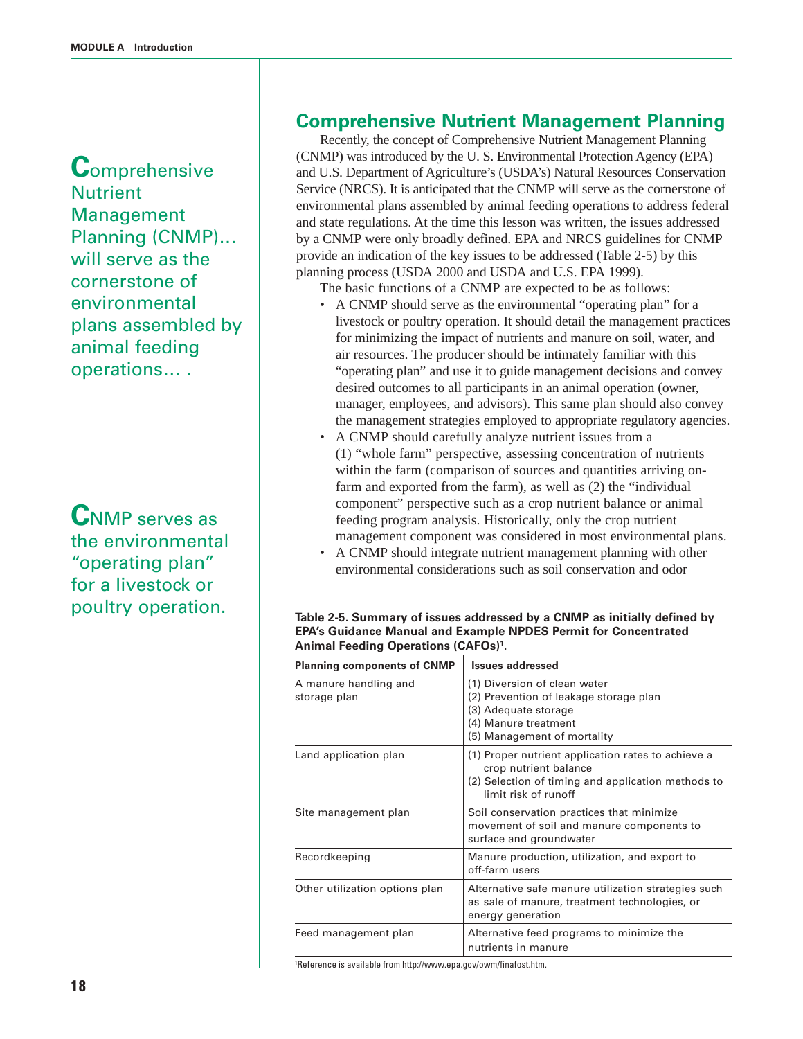Comprehensive Nutrient Management Planning (CNMP)... will serve as the cornerstone of environmental plans assembled by animal feeding operations... .

CNMP serves as the environmental "operating plan" for a livestock or poultry operation.

## Comprehensive Nutrient Management Planning

Recently, the concept of Comprehensive Nutrient Management Planning (CNMP) was introduced by the U. S. Environmental Protection Agency (EPA) and U.S. Department of Agriculture's (USDA's) Natural Resources Conservation Service (NRCS). It is anticipated that the CNMP will serve as the cornerstone of environmental plans assembled by animal feeding operations to address federal and state regulations. At the time this lesson was written, the issues addressed by a CNMP were only broadly defined. EPA and NRCS guidelines for CNMP provide an indication of the key issues to be addressed (Table 2-5) by this planning process (USDA 2000 and USDA and U.S. EPA 1999).

The basic functions of a CNMP are expected to be as follows:

- A CNMP should serve as the environmental "operating plan" for a livestock or poultry operation. It should detail the management practices for minimizing the impact of nutrients and manure on soil, water, and air resources. The producer should be intimately familiar with this "operating plan" and use it to guide management decisions and convey desired outcomes to all participants in an animal operation (owner, manager, employees, and advisors). This same plan should also convey the management strategies employed to appropriate regulatory agencies.
- A CNMP should carefully analyze nutrient issues from a (1) "whole farm" perspective, assessing concentration of nutrients within the farm (comparison of sources and quantities arriving on-farm and exported from the farm), as well as (2) the "individual component" perspective such as a crop nutrient balance or animal feeding program analysis. Historically, only the crop nutrient management component was considered in most environmental plans.
- A CNMP should integrate nutrient management planning with other environmental considerations such as soil conservation and odor

**Table 2-5. Summary of issues addressed by a CNMP as initially defined by EPA's Guidance Manual and Example NPDES Permit for Concentrated Animal Feeding Operations (CAFOs)[1].**

| Planning components of CNMP | Issues addressed |
|---|---|
| A manure handling and storage plan | (1) Diversion of clean water<br>(2) Prevention of leakage storage plan<br>(3) Adequate storage<br>(4) Manure treatment<br>(5) Management of mortality |
| Land application plan | (1) Proper nutrient application rates to achieve a crop nutrient balance<br>(2) Selection of timing and application methods to limit risk of runoff |
| Site management plan | Soil conservation practices that minimize movement of soil and manure components to surface and groundwater |
| Recordkeeping | Manure production, utilization, and export to off-farm users |
| Other utilization options plan | Alternative safe manure utilization strategies such as sale of manure, treatment technologies, or energy generation |
| Feed management plan | Alternative feed programs to minimize the nutrients in manure |

[1]Reference is available from http://www.epa.gov/owm/finafost.htm.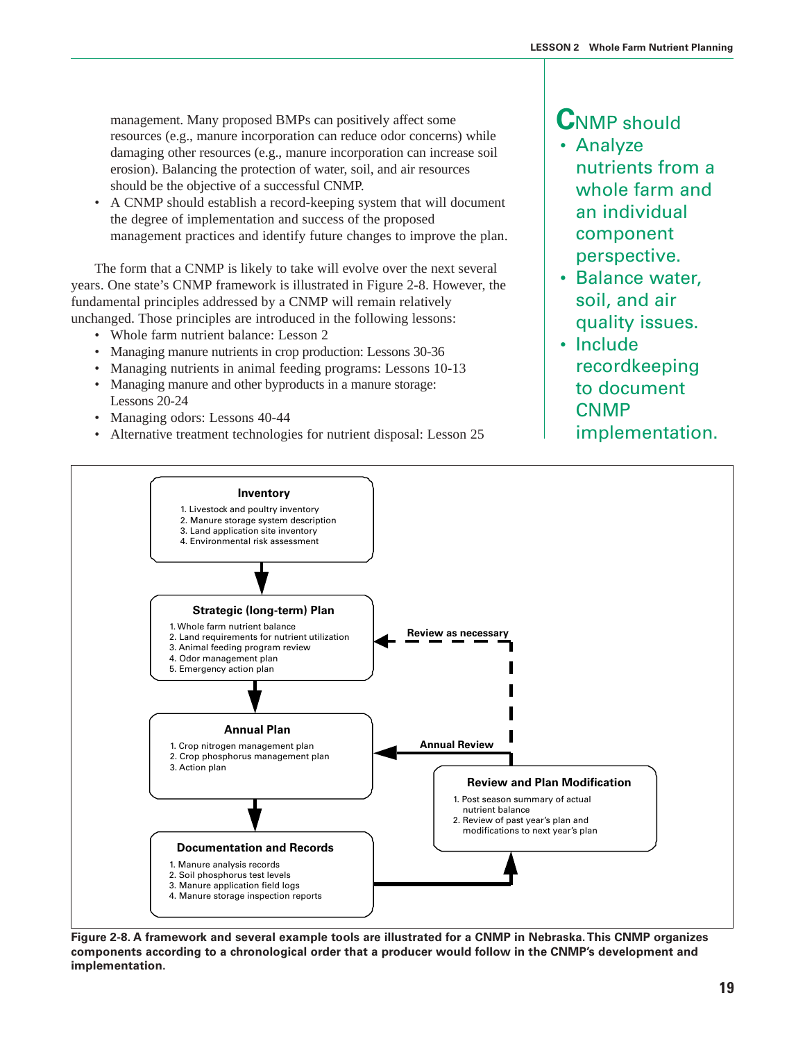management. Many proposed BMPs can positively affect some resources (e.g., manure incorporation can reduce odor concerns) while damaging other resources (e.g., manure incorporation can increase soil erosion). Balancing the protection of water, soil, and air resources should be the objective of a successful CNMP.

- A CNMP should establish a record-keeping system that will document the degree of implementation and success of the proposed management practices and identify future changes to improve the plan.

The form that a CNMP is likely to take will evolve over the next several years. One state's CNMP framework is illustrated in Figure 2-8. However, the fundamental principles addressed by a CNMP will remain relatively unchanged. Those principles are introduced in the following lessons:

- Whole farm nutrient balance: Lesson 2
- Managing manure nutrients in crop production: Lessons 30-36
- Managing nutrients in animal feeding programs: Lessons 10-13
- Managing manure and other byproducts in a manure storage: Lessons 20-24
- Managing odors: Lessons 40-44
- Alternative treatment technologies for nutrient disposal: Lesson 25

**CNMP should**

- Analyze nutrients from a whole farm and an individual component perspective.
- Balance water, soil, and air quality issues.
- Include recordkeeping to document CNMP implementation.

**Inventory**
1. Livestock and poultry inventory
2. Manure storage system description
3. Land application site inventory
4. Environmental risk assessment

**Strategic (long-term) Plan**
1. Whole farm nutrient balance
2. Land requirements for nutrient utilization
3. Animal feeding program review
4. Odor management plan
5. Emergency action plan

Review as necessary

**Annual Plan**
1. Crop nitrogen management plan
2. Crop phosphorus management plan
3. Action plan

Annual Review

**Review and Plan Modification**
1. Post season summary of actual nutrient balance
2. Review of past year's plan and modifications to next year's plan

**Documentation and Records**
1. Manure analysis records
2. Soil phosphorus test levels
3. Manure application field logs
4. Manure storage inspection reports

**Figure 2-8. A framework and several example tools are illustrated for a CNMP in Nebraska. This CNMP organizes components according to a chronological order that a producer would follow in the CNMP's development and implementation.**